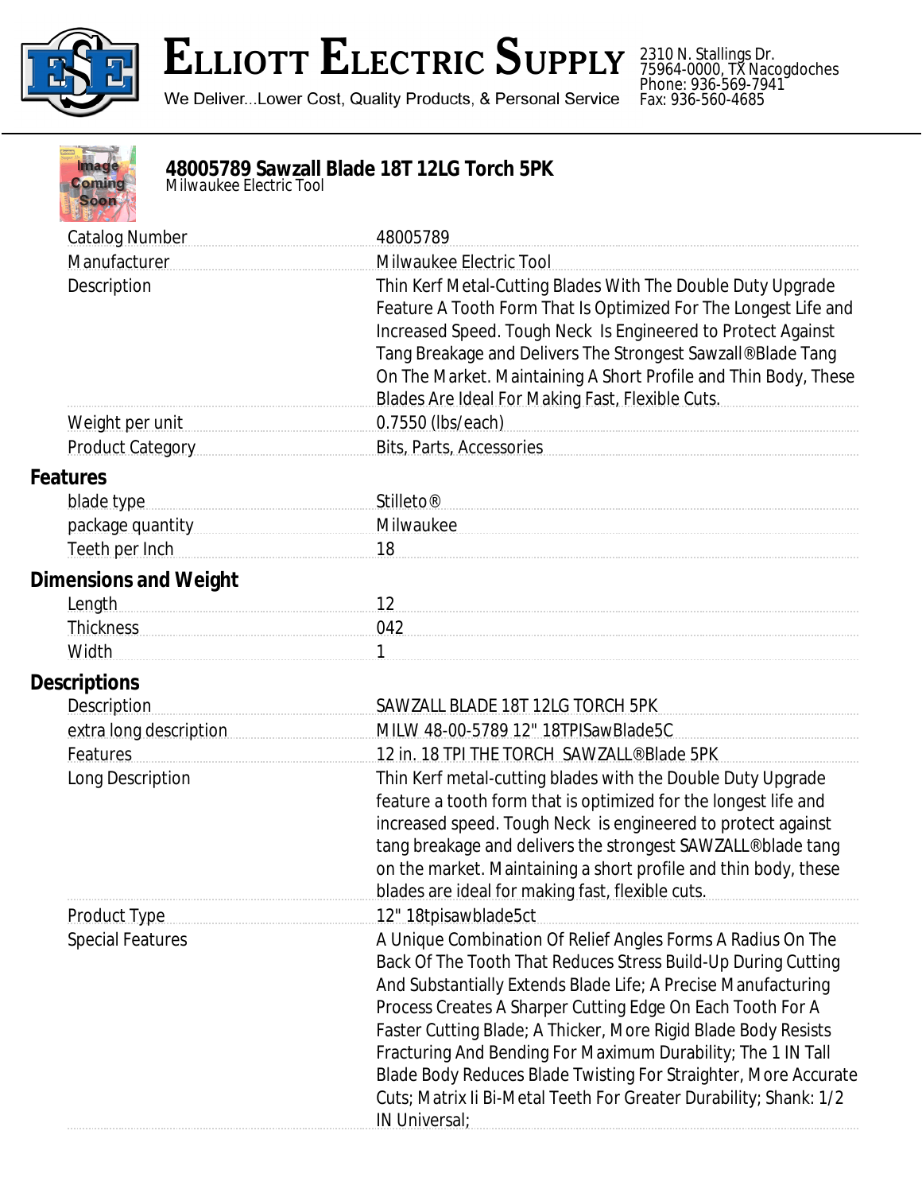# Elliott Electric Supply

We Deliver...Lower Cost, Quality Products, & Personal Service

2310 N. Stallings Dr.
75964-0000, TX Nacogdoches
Phone: 936-569-7941
Fax: 936-560-4685

## 48005789 Sawzall Blade 18T 12LG Torch 5PK

*Milwaukee Electric Tool*

| | |
|---|---|
| Catalog Number | 48005789 |
| Manufacturer | Milwaukee Electric Tool |
| Description | Thin Kerf Metal-Cutting Blades With The Double Duty Upgrade Feature A Tooth Form That Is Optimized For The Longest Life and Increased Speed. Tough Neck Is Engineered to Protect Against Tang Breakage and Delivers The Strongest Sawzall®Blade Tang On The Market. Maintaining A Short Profile and Thin Body, These Blades Are Ideal For Making Fast, Flexible Cuts. |
| Weight per unit | 0.7550 (lbs/each) |
| Product Category | Bits, Parts, Accessories |

### Features

| | |
|---|---|
| blade type | Stilleto® |
| package quantity | Milwaukee |
| Teeth per Inch | 18 |

### Dimensions and Weight

| | |
|---|---|
| Length | 12 |
| Thickness | 042 |
| Width | 1 |

### Descriptions

| | |
|---|---|
| Description | SAWZALL BLADE 18T 12LG TORCH 5PK |
| extra long description | MILW 48-00-5789 12" 18TPISawBlade5C |
| Features | 12 in. 18 TPI THE TORCH SAWZALL®Blade 5PK |
| Long Description | Thin Kerf metal-cutting blades with the Double Duty Upgrade feature a tooth form that is optimized for the longest life and increased speed. Tough Neck is engineered to protect against tang breakage and delivers the strongest SAWZALL®blade tang on the market. Maintaining a short profile and thin body, these blades are ideal for making fast, flexible cuts. |
| Product Type | 12" 18tpisawblade5ct |
| Special Features | A Unique Combination Of Relief Angles Forms A Radius On The Back Of The Tooth That Reduces Stress Build-Up During Cutting And Substantially Extends Blade Life; A Precise Manufacturing Process Creates A Sharper Cutting Edge On Each Tooth For A Faster Cutting Blade; A Thicker, More Rigid Blade Body Resists Fracturing And Bending For Maximum Durability; The 1 IN Tall Blade Body Reduces Blade Twisting For Straighter, More Accurate Cuts; Matrix Ii Bi-Metal Teeth For Greater Durability; Shank: 1/2 IN Universal; |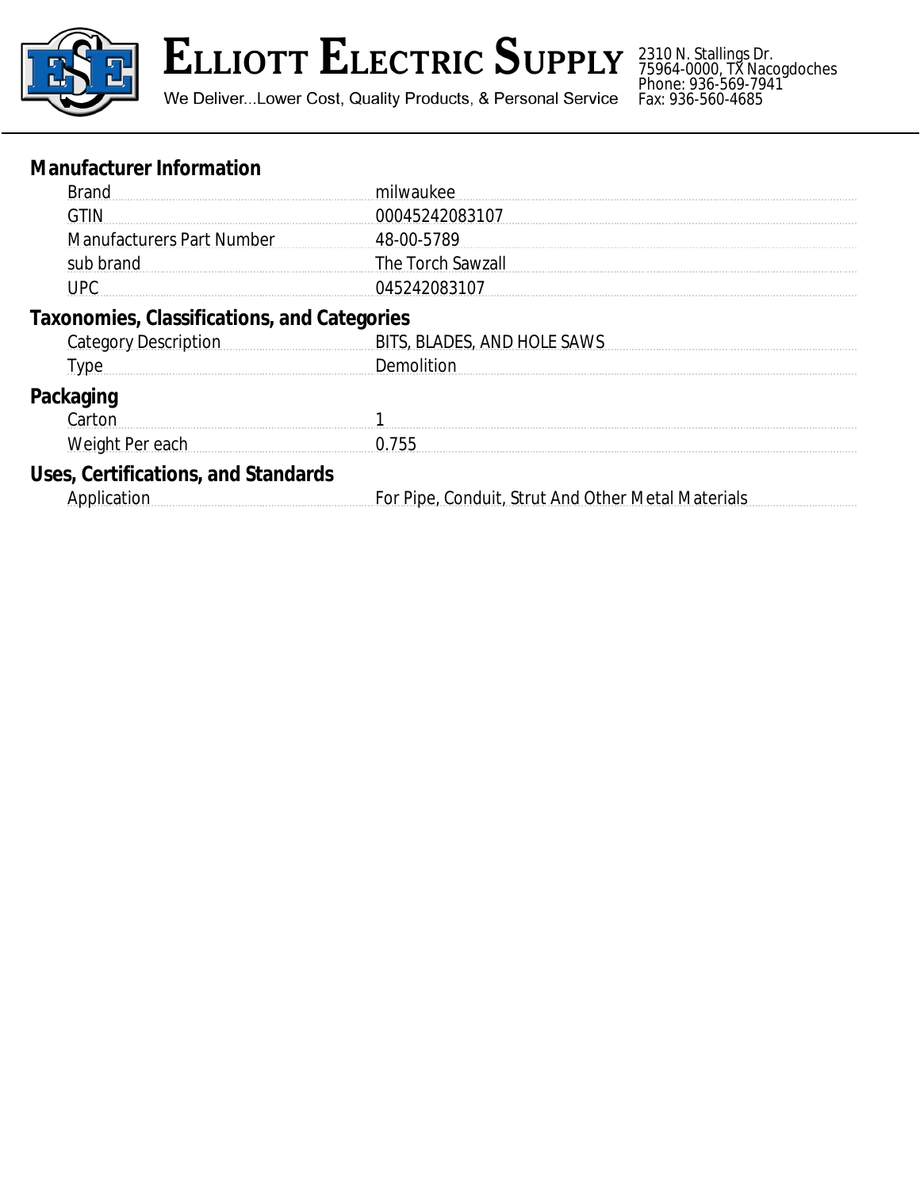## Manufacturer Information

| | |
|---|---|
| Brand | milwaukee |
| GTIN | 00045242083107 |
| Manufacturers Part Number | 48-00-5789 |
| sub brand | The Torch Sawzall |
| UPC | 045242083107 |

## Taxonomies, Classifications, and Categories

| | |
|---|---|
| Category Description | BITS, BLADES, AND HOLE SAWS |
| Type | Demolition |

## Packaging

| | |
|---|---|
| Carton | 1 |
| Weight Per each | 0.755 |

## Uses, Certifications, and Standards

| | |
|---|---|
| Application | For Pipe, Conduit, Strut And Other Metal Materials |